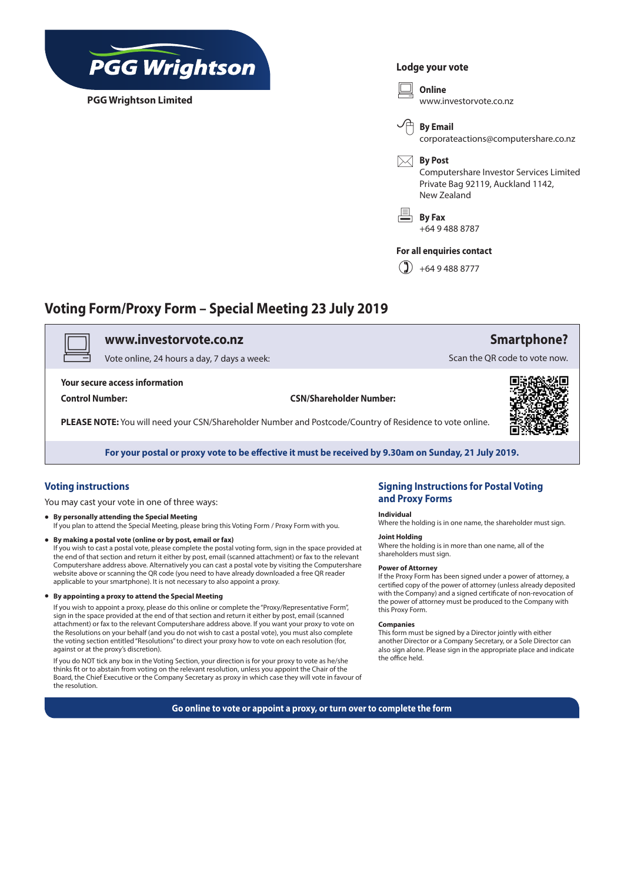**PGG Wrightson**

**PGG Wrightson Limited**

## Lodge your vote

**Online**
www.investorvote.co.nz

**By Email**
corporateactions@computershare.co.nz

**By Post**
Computershare Investor Services Limited
Private Bag 92119, Auckland 1142,
New Zealand

**By Fax**
+64 9 488 8787

**For all enquiries contact**
+64 9 488 8777

# Voting Form/Proxy Form – Special Meeting 23 July 2019

**www.investorvote.co.nz**
Vote online, 24 hours a day, 7 days a week:

**Smartphone?**
Scan the QR code to vote now.

**Your secure access information**

**Control Number:** **CSN/Shareholder Number:**

**PLEASE NOTE:** You will need your CSN/Shareholder Number and Postcode/Country of Residence to vote online.

**For your postal or proxy vote to be effective it must be received by 9.30am on Sunday, 21 July 2019.**

## Voting instructions

You may cast your vote in one of three ways:

- **By personally attending the Special Meeting**
  If you plan to attend the Special Meeting, please bring this Voting Form / Proxy Form with you.
- **By making a postal vote (online or by post, email or fax)**
  If you wish to cast a postal vote, please complete the postal voting form, sign in the space provided at the end of that section and return it either by post, email (scanned attachment) or fax to the relevant Computershare address above. Alternatively you can cast a postal vote by visiting the Computershare website above or scanning the QR code (you need to have already downloaded a free QR reader applicable to your smartphone). It is not necessary to also appoint a proxy.
- **By appointing a proxy to attend the Special Meeting**
  If you wish to appoint a proxy, please do this online or complete the "Proxy/Representative Form", sign in the space provided at the end of that section and return it either by post, email (scanned attachment) or fax to the relevant Computershare address above. If you want your proxy to vote on the Resolutions on your behalf (and you do not wish to cast a postal vote), you must also complete the voting section entitled "Resolutions" to direct your proxy how to vote on each resolution (for, against or at the proxy's discretion).

  If you do NOT tick any box in the Voting Section, your direction is for your proxy to vote as he/she thinks fit or to abstain from voting on the relevant resolution, unless you appoint the Chair of the Board, the Chief Executive or the Company Secretary as proxy in which case they will vote in favour of the resolution.

## Signing Instructions for Postal Voting and Proxy Forms

**Individual**
Where the holding is in one name, the shareholder must sign.

**Joint Holding**
Where the holding is in more than one name, all of the shareholders must sign.

**Power of Attorney**
If the Proxy Form has been signed under a power of attorney, a certified copy of the power of attorney (unless already deposited with the Company) and a signed certificate of non-revocation of the power of attorney must be produced to the Company with this Proxy Form.

**Companies**
This form must be signed by a Director jointly with either another Director or a Company Secretary, or a Sole Director can also sign alone. Please sign in the appropriate place and indicate the office held.

**Go online to vote or appoint a proxy, or turn over to complete the form**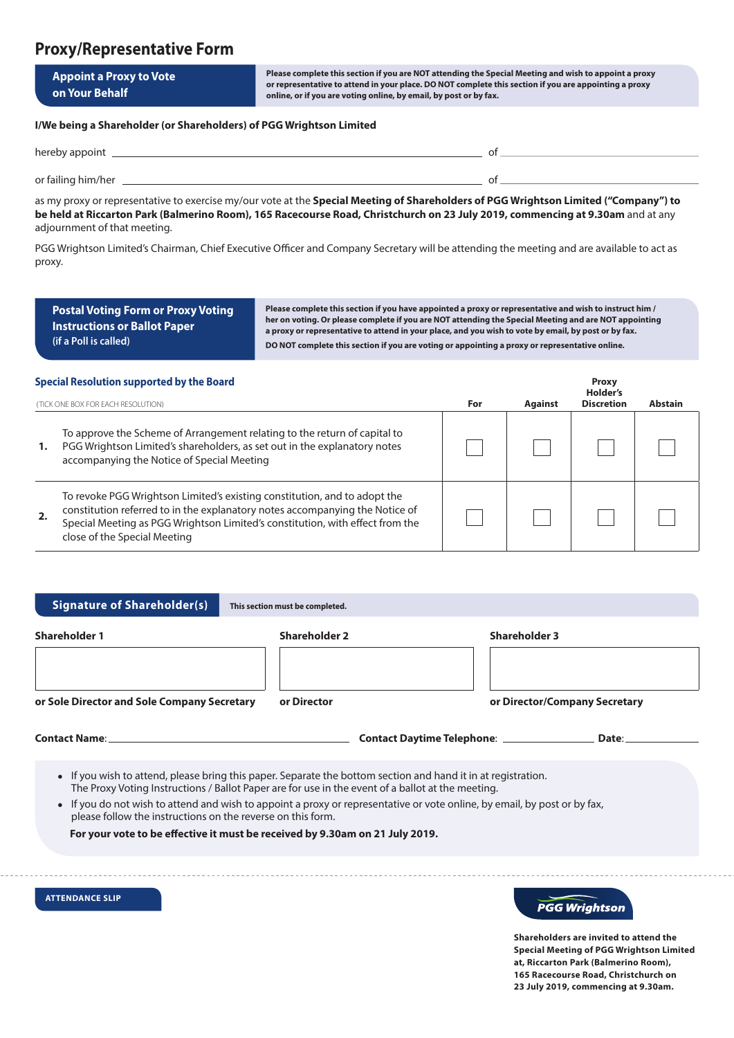# Proxy/Representative Form

## Appoint a Proxy to Vote on Your Behalf

**Please complete this section if you are NOT attending the Special Meeting and wish to appoint a proxy or representative to attend in your place. DO NOT complete this section if you are appointing a proxy online, or if you are voting online, by email, by post or by fax.**

**I/We being a Shareholder (or Shareholders) of PGG Wrightson Limited**

hereby appoint ______________________________ of ______________________________

or failing him/her ______________________________ of ______________________________

as my proxy or representative to exercise my/our vote at the **Special Meeting of Shareholders of PGG Wrightson Limited ("Company") to be held at Riccarton Park (Balmerino Room), 165 Racecourse Road, Christchurch on 23 July 2019, commencing at 9.30am** and at any adjournment of that meeting.

PGG Wrightson Limited's Chairman, Chief Executive Officer and Company Secretary will be attending the meeting and are available to act as proxy.

## Postal Voting Form or Proxy Voting Instructions or Ballot Paper (if a Poll is called)

**Please complete this section if you have appointed a proxy or representative and wish to instruct him / her on voting. Or please complete if you are NOT attending the Special Meeting and are NOT appointing a proxy or representative to attend in your place, and you wish to vote by email, by post or by fax.**

**DO NOT complete this section if you are voting or appointing a proxy or representative online.**

### Special Resolution supported by the Board

(TICK ONE BOX FOR EACH RESOLUTION)

| | Resolution | For | Against | Proxy Holder's Discretion | Abstain |
|---|---|---|---|---|---|
| **1.** | To approve the Scheme of Arrangement relating to the return of capital to PGG Wrightson Limited's shareholders, as set out in the explanatory notes accompanying the Notice of Special Meeting | ☐ | ☐ | ☐ | ☐ |
| **2.** | To revoke PGG Wrightson Limited's existing constitution, and to adopt the constitution referred to in the explanatory notes accompanying the Notice of Special Meeting as PGG Wrightson Limited's constitution, with effect from the close of the Special Meeting | ☐ | ☐ | ☐ | ☐ |

## Signature of Shareholder(s)

**This section must be completed.**

| **Shareholder 1** | **Shareholder 2** | **Shareholder 3** |
|---|---|---|
| | | |
| **or Sole Director and Sole Company Secretary** | **or Director** | **or Director/Company Secretary** |

**Contact Name:** ______________________________ **Contact Daytime Telephone:** ______________ **Date:** ______________

- If you wish to attend, please bring this paper. Separate the bottom section and hand it in at registration. The Proxy Voting Instructions / Ballot Paper are for use in the event of a ballot at the meeting.
- If you do not wish to attend and wish to appoint a proxy or representative or vote online, by email, by post or by fax, please follow the instructions on the reverse on this form.

**For your vote to be effective it must be received by 9.30am on 21 July 2019.**

---

**ATTENDANCE SLIP**

PGG Wrightson

**Shareholders are invited to attend the Special Meeting of PGG Wrightson Limited at, Riccarton Park (Balmerino Room), 165 Racecourse Road, Christchurch on 23 July 2019, commencing at 9.30am.**